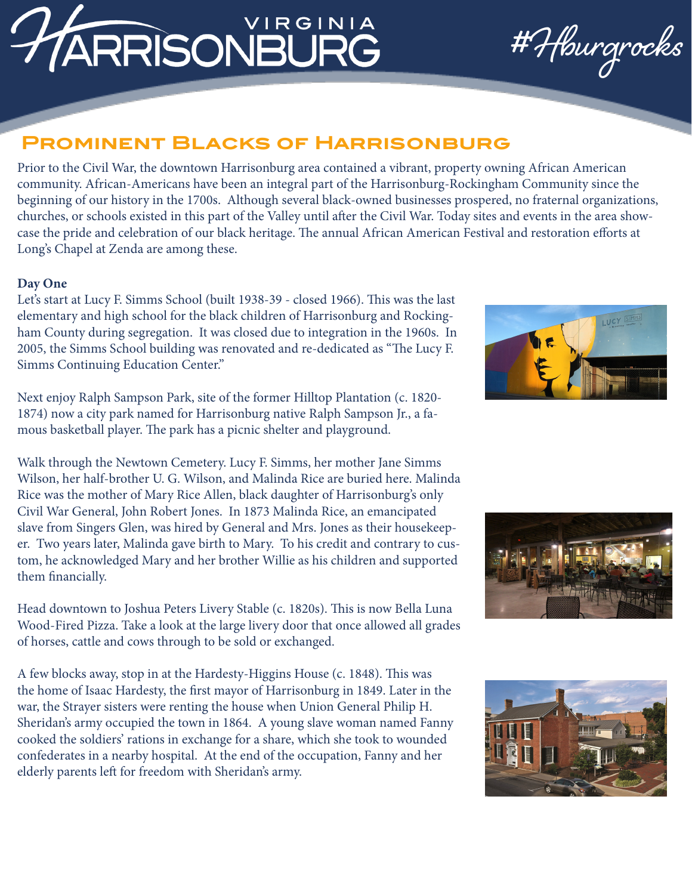# Prominent Blacks of Harrisonburg

Prior to the Civil War, the downtown Harrisonburg area contained a vibrant, property owning African American community. African-Americans have been an integral part of the Harrisonburg-Rockingham Community since the beginning of our history in the 1700s. Although several black-owned businesses prospered, no fraternal organizations, churches, or schools existed in this part of the Valley until after the Civil War. Today sites and events in the area showcase the pride and celebration of our black heritage. The annual African American Festival and restoration efforts at Long's Chapel at Zenda are among these.

**Day One**

Let's start at Lucy F. Simms School (built 1938-39 - closed 1966). This was the last elementary and high school for the black children of Harrisonburg and Rockingham County during segregation. It was closed due to integration in the 1960s. In 2005, the Simms School building was renovated and re-dedicated as "The Lucy F. Simms Continuing Education Center."

Next enjoy Ralph Sampson Park, site of the former Hilltop Plantation (c. 1820-1874) now a city park named for Harrisonburg native Ralph Sampson Jr., a famous basketball player. The park has a picnic shelter and playground.

Walk through the Newtown Cemetery. Lucy F. Simms, her mother Jane Simms Wilson, her half-brother U. G. Wilson, and Malinda Rice are buried here. Malinda Rice was the mother of Mary Rice Allen, black daughter of Harrisonburg's only Civil War General, John Robert Jones. In 1873 Malinda Rice, an emancipated slave from Singers Glen, was hired by General and Mrs. Jones as their housekeeper. Two years later, Malinda gave birth to Mary. To his credit and contrary to custom, he acknowledged Mary and her brother Willie as his children and supported them financially.

Head downtown to Joshua Peters Livery Stable (c. 1820s). This is now Bella Luna Wood-Fired Pizza. Take a look at the large livery door that once allowed all grades of horses, cattle and cows through to be sold or exchanged.

A few blocks away, stop in at the Hardesty-Higgins House (c. 1848). This was the home of Isaac Hardesty, the first mayor of Harrisonburg in 1849. Later in the war, the Strayer sisters were renting the house when Union General Philip H. Sheridan's army occupied the town in 1864. A young slave woman named Fanny cooked the soldiers' rations in exchange for a share, which she took to wounded confederates in a nearby hospital. At the end of the occupation, Fanny and her elderly parents left for freedom with Sheridan's army.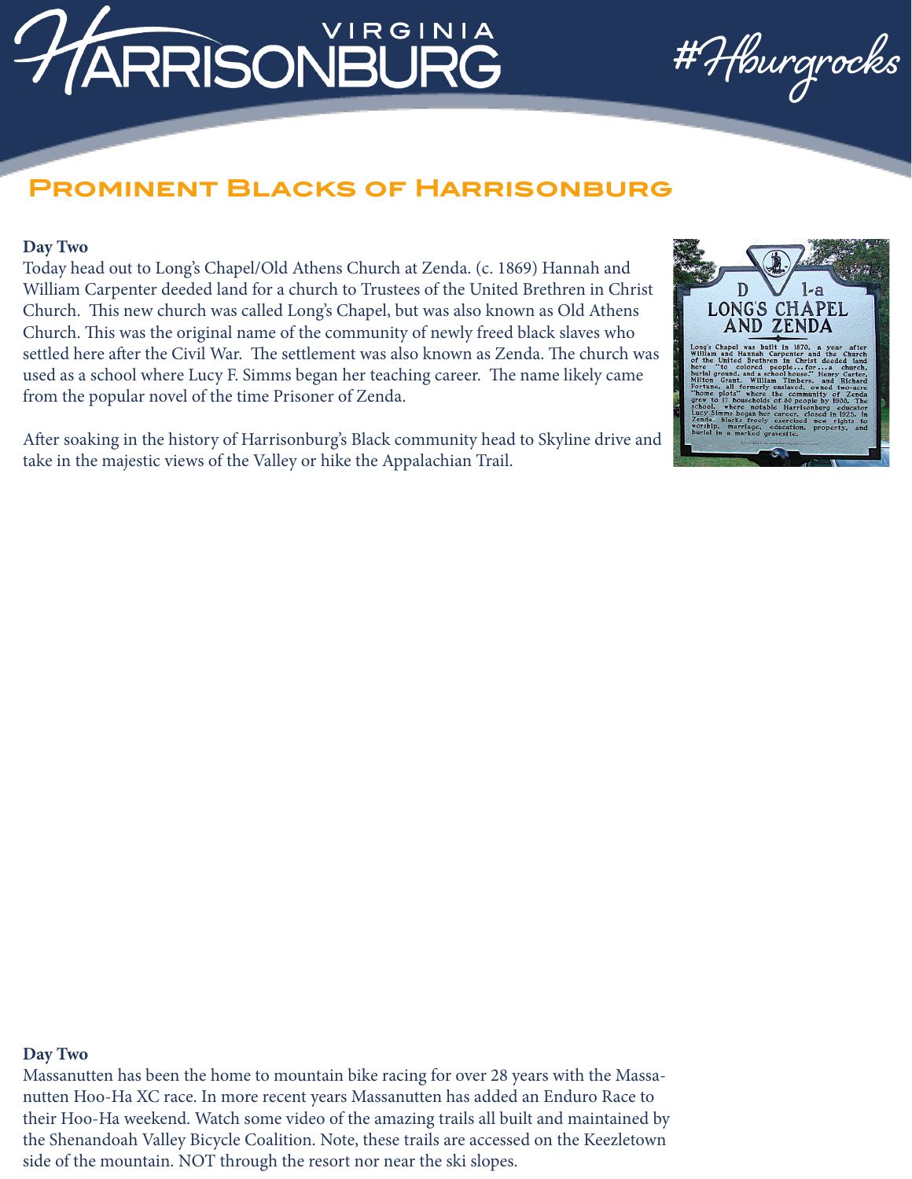## Prominent Blacks of Harrisonburg

**Day Two**

Today head out to Long's Chapel/Old Athens Church at Zenda. (c. 1869) Hannah and William Carpenter deeded land for a church to Trustees of the United Brethren in Christ Church. This new church was called Long's Chapel, but was also known as Old Athens Church. This was the original name of the community of newly freed black slaves who settled here after the Civil War. The settlement was also known as Zenda. The church was used as a school where Lucy F. Simms began her teaching career. The name likely came from the popular novel of the time Prisoner of Zenda.

After soaking in the history of Harrisonburg's Black community head to Skyline drive and take in the majestic views of the Valley or hike the Appalachian Trail.

**Day Two**

Massanutten has been the home to mountain bike racing for over 28 years with the Massanutten Hoo-Ha XC race. In more recent years Massanutten has added an Enduro Race to their Hoo-Ha weekend. Watch some video of the amazing trails all built and maintained by the Shenandoah Valley Bicycle Coalition. Note, these trails are accessed on the Keezletown side of the mountain. NOT through the resort nor near the ski slopes.